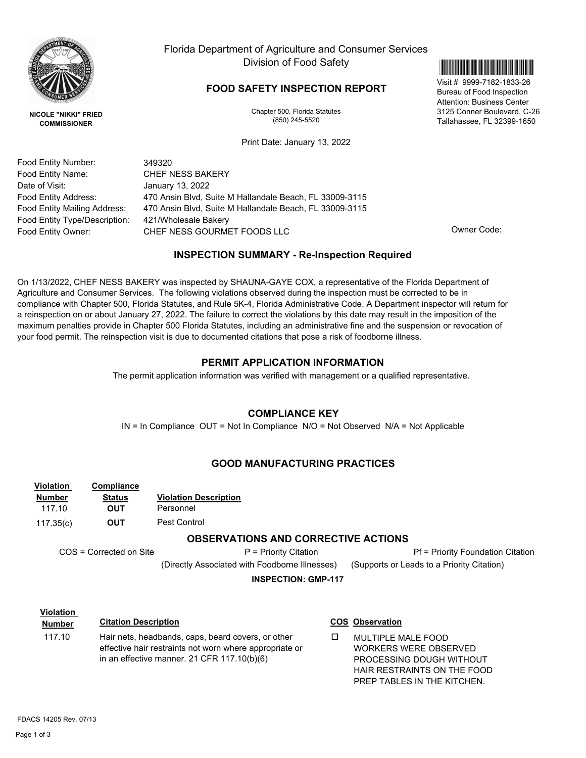NICOLE "NIKKI" FRIED
COMMISSIONER

Florida Department of Agriculture and Consumer Services
Division of Food Safety

## FOOD SAFETY INSPECTION REPORT

Chapter 500, Florida Statutes
(850) 245-5520

Visit # 9999-7182-1833-26
Bureau of Food Inspection
Attention: Business Center
3125 Conner Boulevard, C-26
Tallahassee, FL 32399-1650

Print Date: January 13, 2022

| | |
|---|---|
| Food Entity Number: | 349320 |
| Food Entity Name: | CHEF NESS BAKERY |
| Date of Visit: | January 13, 2022 |
| Food Entity Address: | 470 Ansin Blvd, Suite M Hallandale Beach, FL 33009-3115 |
| Food Entity Mailing Address: | 470 Ansin Blvd, Suite M Hallandale Beach, FL 33009-3115 |
| Food Entity Type/Description: | 421/Wholesale Bakery |
| Food Entity Owner: | CHEF NESS GOURMET FOODS LLC |

Owner Code:

### INSPECTION SUMMARY - Re-Inspection Required

On 1/13/2022, CHEF NESS BAKERY was inspected by SHAUNA-GAYE COX, a representative of the Florida Department of Agriculture and Consumer Services. The following violations observed during the inspection must be corrected to be in compliance with Chapter 500, Florida Statutes, and Rule 5K-4, Florida Administrative Code. A Department inspector will return for a reinspection on or about January 27, 2022. The failure to correct the violations by this date may result in the imposition of the maximum penalties provide in Chapter 500 Florida Statutes, including an administrative fine and the suspension or revocation of your food permit. The reinspection visit is due to documented citations that pose a risk of foodborne illness.

### PERMIT APPLICATION INFORMATION

The permit application information was verified with management or a qualified representative.

### COMPLIANCE KEY

IN = In Compliance OUT = Not In Compliance N/O = Not Observed N/A = Not Applicable

### GOOD MANUFACTURING PRACTICES

| Violation Number | Compliance Status | Violation Description |
|---|---|---|
| 117.10 | **OUT** | Personnel |
| 117.35(c) | **OUT** | Pest Control |

### OBSERVATIONS AND CORRECTIVE ACTIONS

COS = Corrected on Site | P = Priority Citation (Directly Associated with Foodborne Illnesses) | Pf = Priority Foundation Citation (Supports or Leads to a Priority Citation)

**INSPECTION: GMP-117**

| Violation Number | Citation Description | COS | Observation |
|---|---|---|---|
| 117.10 | Hair nets, headbands, caps, beard covers, or other effective hair restraints not worn where appropriate or in an effective manner. 21 CFR 117.10(b)(6) | ☐ | MULTIPLE MALE FOOD WORKERS WERE OBSERVED PROCESSING DOUGH WITHOUT HAIR RESTRAINTS ON THE FOOD PREP TABLES IN THE KITCHEN. |

FDACS 14205 Rev. 07/13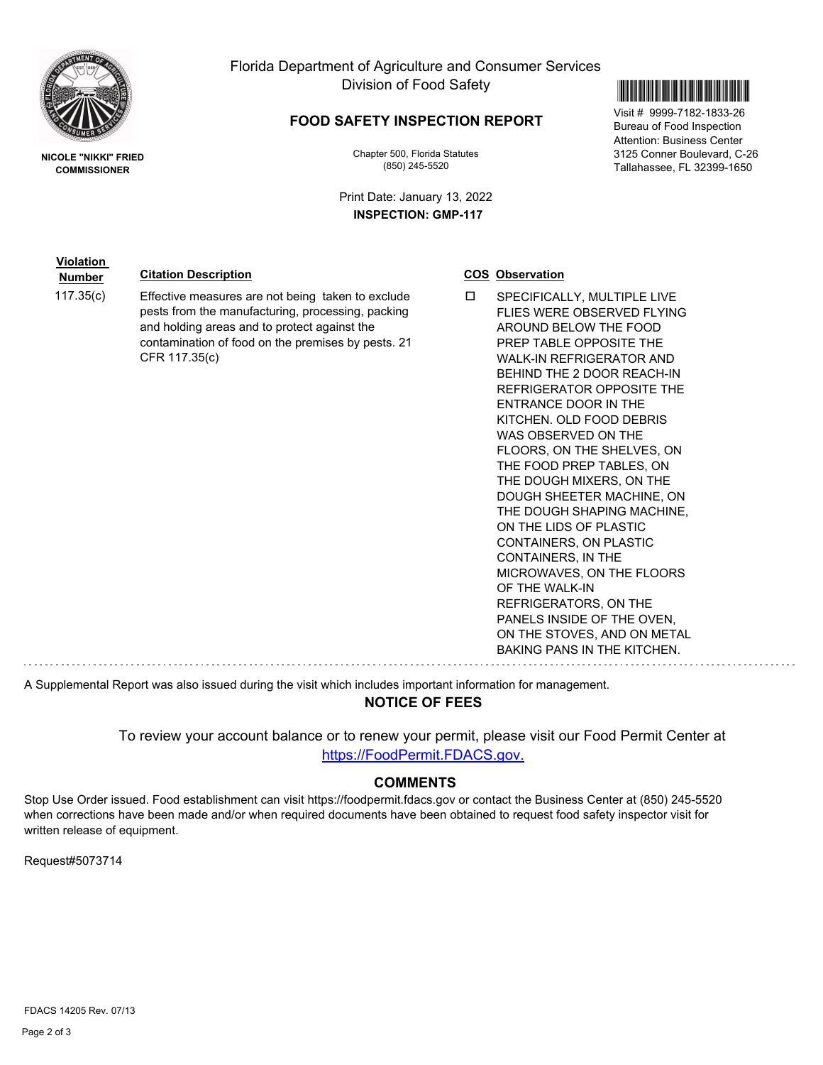Florida Department of Agriculture and Consumer Services
Division of Food Safety

NICOLE "NIKKI" FRIED
COMMISSIONER

## FOOD SAFETY INSPECTION REPORT

Chapter 500, Florida Statutes
(850) 245-5520

Visit # 9999-7182-1833-26
Bureau of Food Inspection
Attention: Business Center
3125 Conner Boulevard, C-26
Tallahassee, FL 32399-1650

Print Date: January 13, 2022
**INSPECTION: GMP-117**

| Violation Number | Citation Description | COS | Observation |
|---|---|---|---|
| 117.35(c) | Effective measures are not being taken to exclude pests from the manufacturing, processing, packing and holding areas and to protect against the contamination of food on the premises by pests. 21 CFR 117.35(c) | ☐ | SPECIFICALLY, MULTIPLE LIVE FLIES WERE OBSERVED FLYING AROUND BELOW THE FOOD PREP TABLE OPPOSITE THE WALK-IN REFRIGERATOR AND BEHIND THE 2 DOOR REACH-IN REFRIGERATOR OPPOSITE THE ENTRANCE DOOR IN THE KITCHEN. OLD FOOD DEBRIS WAS OBSERVED ON THE FLOORS, ON THE SHELVES, ON THE FOOD PREP TABLES, ON THE DOUGH MIXERS, ON THE DOUGH SHEETER MACHINE, ON THE DOUGH SHAPING MACHINE, ON THE LIDS OF PLASTIC CONTAINERS, ON PLASTIC CONTAINERS, IN THE MICROWAVES, ON THE FLOORS OF THE WALK-IN REFRIGERATORS, ON THE PANELS INSIDE OF THE OVEN, ON THE STOVES, AND ON METAL BAKING PANS IN THE KITCHEN. |

A Supplemental Report was also issued during the visit which includes important information for management.

### NOTICE OF FEES

To review your account balance or to renew your permit, please visit our Food Permit Center at https://FoodPermit.FDACS.gov.

### COMMENTS

Stop Use Order issued. Food establishment can visit https://foodpermit.fdacs.gov or contact the Business Center at (850) 245-5520 when corrections have been made and/or when required documents have been obtained to request food safety inspector visit for written release of equipment.

Request#5073714

FDACS 14205 Rev. 07/13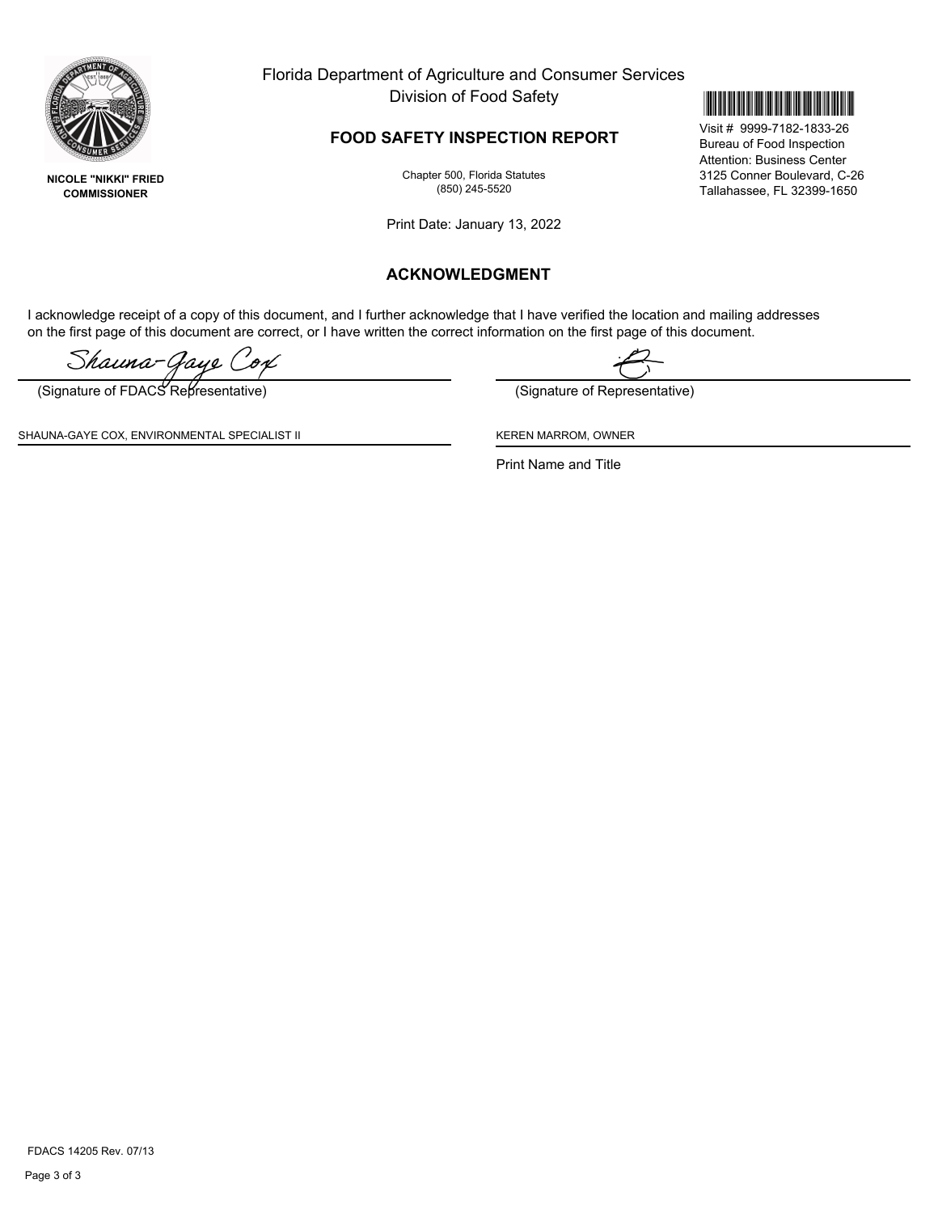**NICOLE "NIKKI" FRIED**
**COMMISSIONER**

Florida Department of Agriculture and Consumer Services
Division of Food Safety

## FOOD SAFETY INSPECTION REPORT

Chapter 500, Florida Statutes
(850) 245-5520

Visit # 9999-7182-1833-26
Bureau of Food Inspection
Attention: Business Center
3125 Conner Boulevard, C-26
Tallahassee, FL 32399-1650

Print Date: January 13, 2022

## ACKNOWLEDGMENT

I acknowledge receipt of a copy of this document, and I further acknowledge that I have verified the location and mailing addresses on the first page of this document are correct, or I have written the correct information on the first page of this document.

Shauna-Gaye Cox
(Signature of FDACS Representative)

SHAUNA-GAYE COX, ENVIRONMENTAL SPECIALIST II

(Signature of Representative)

KEREN MARROM, OWNER

Print Name and Title

FDACS 14205 Rev. 07/13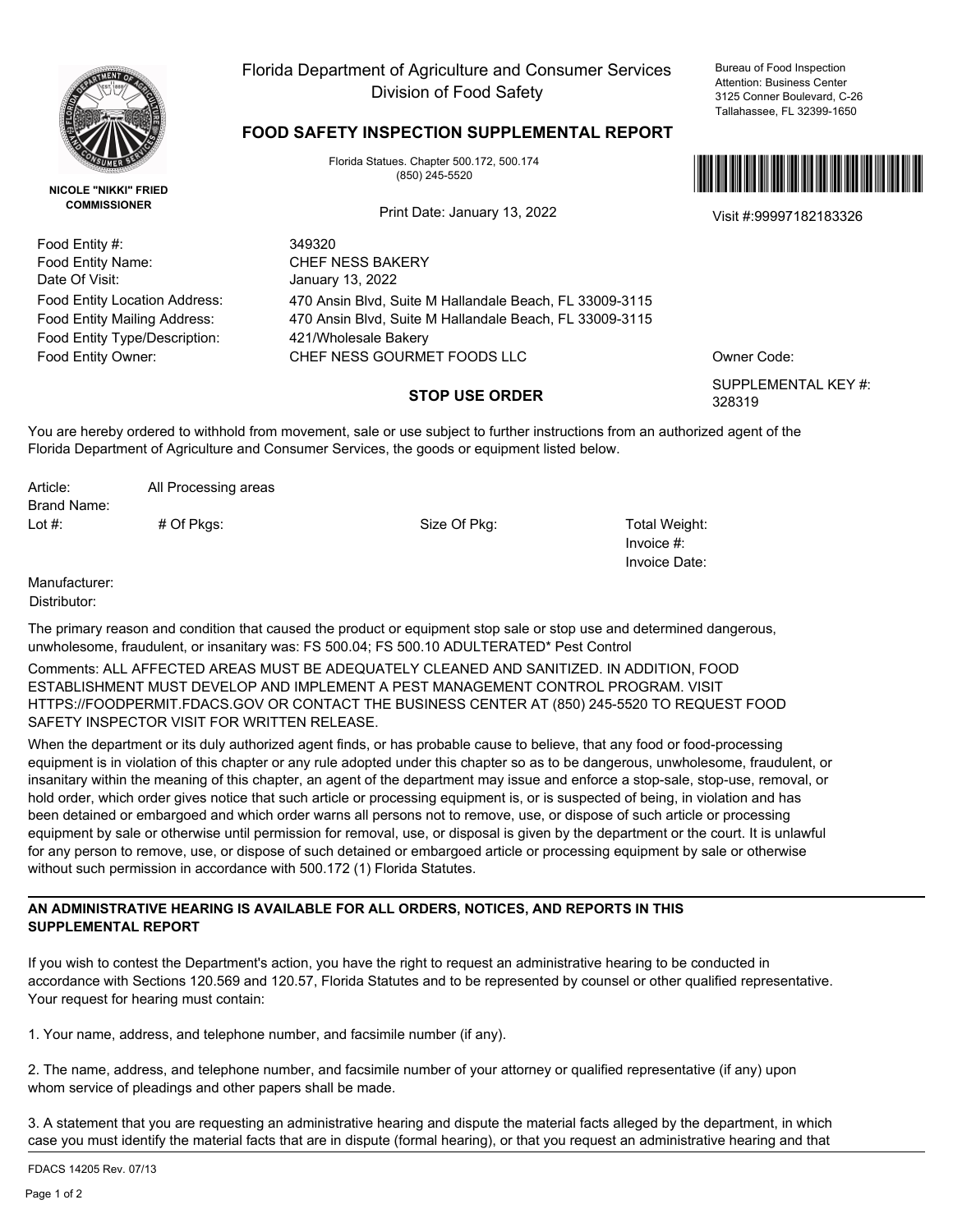NICOLE "NIKKI" FRIED
COMMISSIONER

# Florida Department of Agriculture and Consumer Services
## Division of Food Safety

Bureau of Food Inspection
Attention: Business Center
3125 Conner Boulevard, C-26
Tallahassee, FL 32399-1650

## FOOD SAFETY INSPECTION SUPPLEMENTAL REPORT

Florida Statues. Chapter 500.172, 500.174
(850) 245-5520

Print Date: January 13, 2022

Visit #:99997182183326

| | |
|---|---|
| Food Entity #: | 349320 |
| Food Entity Name: | CHEF NESS BAKERY |
| Date Of Visit: | January 13, 2022 |
| Food Entity Location Address: | 470 Ansin Blvd, Suite M Hallandale Beach, FL 33009-3115 |
| Food Entity Mailing Address: | 470 Ansin Blvd, Suite M Hallandale Beach, FL 33009-3115 |
| Food Entity Type/Description: | 421/Wholesale Bakery |
| Food Entity Owner: | CHEF NESS GOURMET FOODS LLC |

Owner Code:

SUPPLEMENTAL KEY #: 328319

### STOP USE ORDER

You are hereby ordered to withhold from movement, sale or use subject to further instructions from an authorized agent of the Florida Department of Agriculture and Consumer Services, the goods or equipment listed below.

Article: All Processing areas
Brand Name:
Lot #: # Of Pkgs: Size Of Pkg: Total Weight:
Invoice #:
Invoice Date:

Manufacturer:
Distributor:

The primary reason and condition that caused the product or equipment stop sale or stop use and determined dangerous, unwholesome, fraudulent, or insanitary was: FS 500.04; FS 500.10 ADULTERATED* Pest Control

Comments: ALL AFFECTED AREAS MUST BE ADEQUATELY CLEANED AND SANITIZED. IN ADDITION, FOOD ESTABLISHMENT MUST DEVELOP AND IMPLEMENT A PEST MANAGEMENT CONTROL PROGRAM. VISIT HTTPS://FOODPERMIT.FDACS.GOV OR CONTACT THE BUSINESS CENTER AT (850) 245-5520 TO REQUEST FOOD SAFETY INSPECTOR VISIT FOR WRITTEN RELEASE.

When the department or its duly authorized agent finds, or has probable cause to believe, that any food or food-processing equipment is in violation of this chapter or any rule adopted under this chapter so as to be dangerous, unwholesome, fraudulent, or insanitary within the meaning of this chapter, an agent of the department may issue and enforce a stop-sale, stop-use, removal, or hold order, which order gives notice that such article or processing equipment is, or is suspected of being, in violation and has been detained or embargoed and which order warns all persons not to remove, use, or dispose of such article or processing equipment by sale or otherwise until permission for removal, use, or disposal is given by the department or the court. It is unlawful for any person to remove, use, or dispose of such detained or embargoed article or processing equipment by sale or otherwise without such permission in accordance with 500.172 (1) Florida Statutes.

**AN ADMINISTRATIVE HEARING IS AVAILABLE FOR ALL ORDERS, NOTICES, AND REPORTS IN THIS SUPPLEMENTAL REPORT**

If you wish to contest the Department's action, you have the right to request an administrative hearing to be conducted in accordance with Sections 120.569 and 120.57, Florida Statutes and to be represented by counsel or other qualified representative. Your request for hearing must contain:

1. Your name, address, and telephone number, and facsimile number (if any).

2. The name, address, and telephone number, and facsimile number of your attorney or qualified representative (if any) upon whom service of pleadings and other papers shall be made.

3. A statement that you are requesting an administrative hearing and dispute the material facts alleged by the department, in which case you must identify the material facts that are in dispute (formal hearing), or that you request an administrative hearing and that

FDACS 14205 Rev. 07/13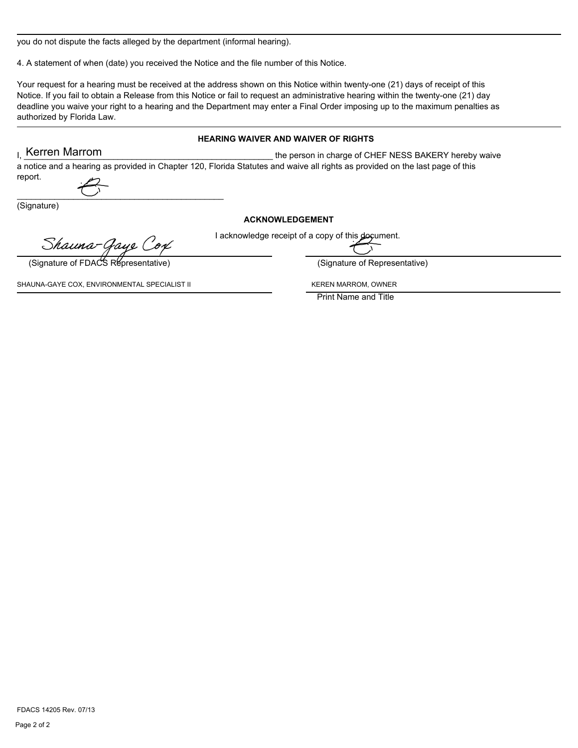you do not dispute the facts alleged by the department (informal hearing).

4. A statement of when (date) you received the Notice and the file number of this Notice.

Your request for a hearing must be received at the address shown on this Notice within twenty-one (21) days of receipt of this Notice. If you fail to obtain a Release from this Notice or fail to request an administrative hearing within the twenty-one (21) day deadline you waive your right to a hearing and the Department may enter a Final Order imposing up to the maximum penalties as authorized by Florida Law.

**HEARING WAIVER AND WAIVER OF RIGHTS**

I, Kerren Marrom the person in charge of CHEF NESS BAKERY hereby waive a notice and a hearing as provided in Chapter 120, Florida Statutes and waive all rights as provided on the last page of this report.

(Signature)

**ACKNOWLEDGEMENT**

I acknowledge receipt of a copy of this document.

Shauna-Gaye Cox

(Signature of FDACS Representative)

SHAUNA-GAYE COX, ENVIRONMENTAL SPECIALIST II

(Signature of Representative)

KEREN MARROM, OWNER

Print Name and Title

FDACS 14205 Rev. 07/13